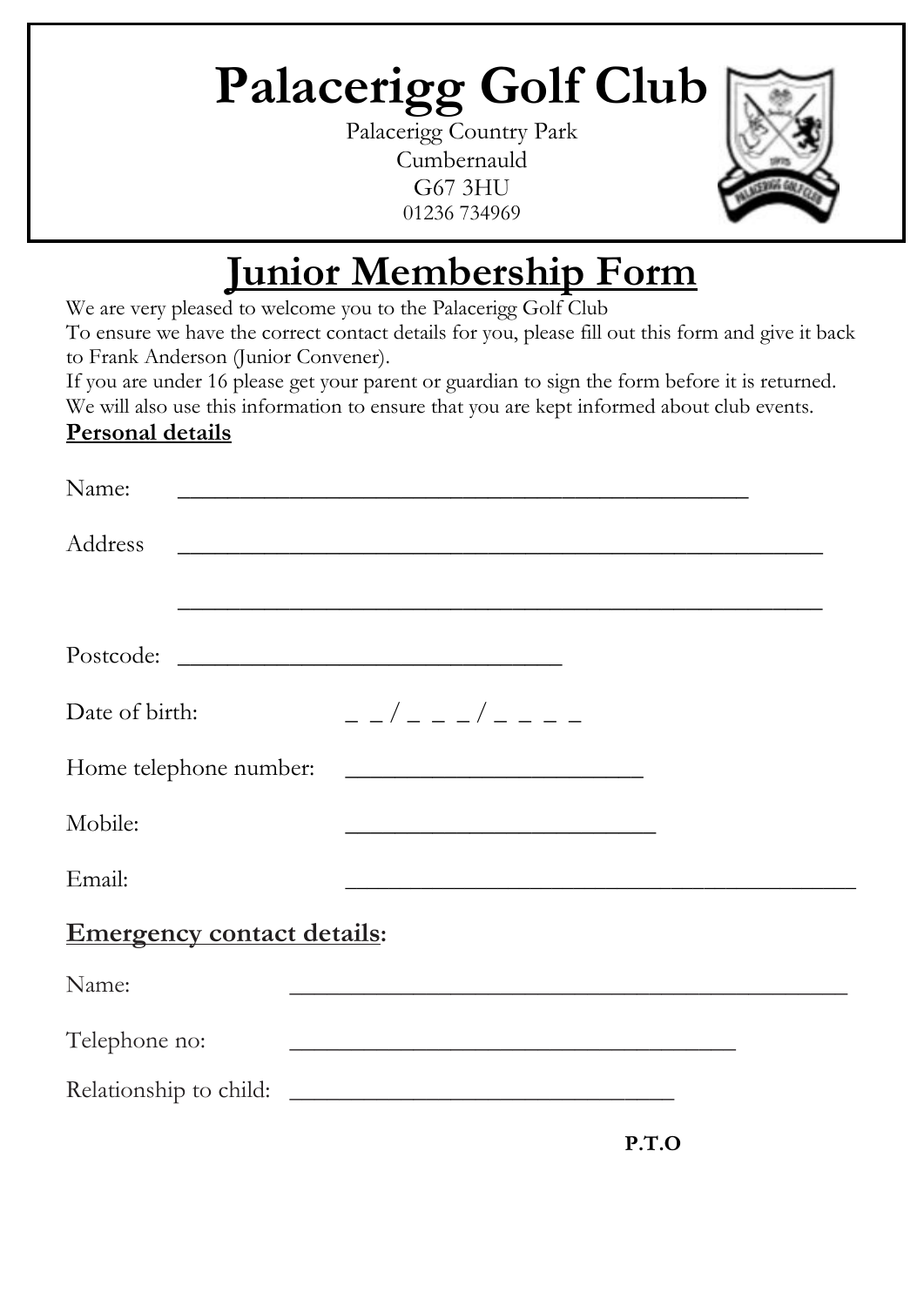# Palacerigg Golf Club

Palacerigg Country Park
Cumbernauld
G67 3HU
01236 734969

## Junior Membership Form

We are very pleased to welcome you to the Palacerigg Golf Club
To ensure we have the correct contact details for you, please fill out this form and give it back to Frank Anderson (Junior Convener).
If you are under 16 please get your parent or guardian to sign the form before it is returned.
We will also use this information to ensure that you are kept informed about club events.

**Personal details**

Name: ______________________________________________

Address ____________________________________________________

____________________________________________________

Postcode: _______________________________

Date of birth: _ _ / _ _ _ / _ _ _ _

Home telephone number: ________________________

Mobile: _________________________

Email: __________________________________________

**Emergency contact details:**

Name: _____________________________________________

Telephone no: ____________________________________

Relationship to child: _______________________________

**P.T.O**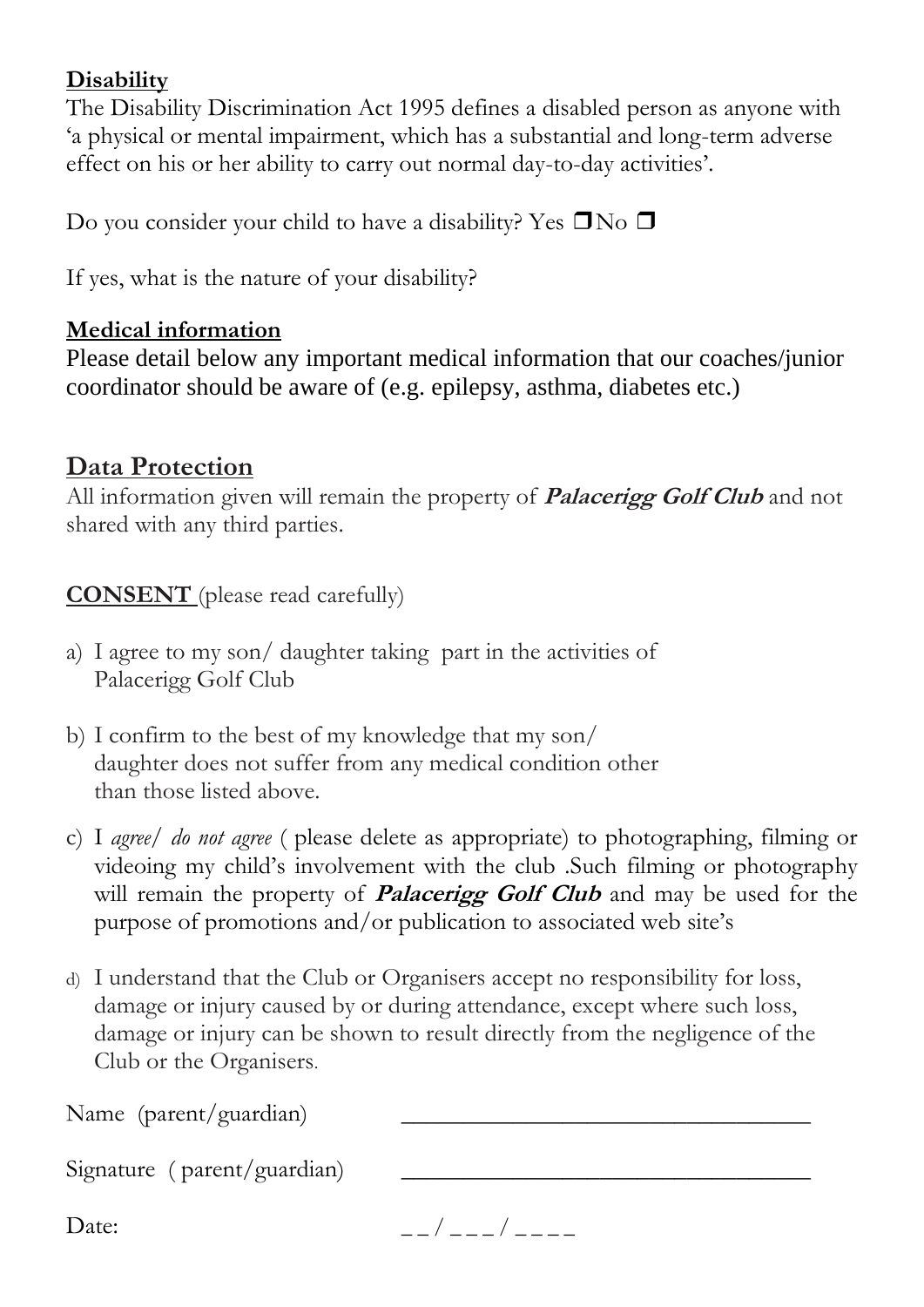**Disability**

The Disability Discrimination Act 1995 defines a disabled person as anyone with 'a physical or mental impairment, which has a substantial and long-term adverse effect on his or her ability to carry out normal day-to-day activities'.

Do you consider your child to have a disability? Yes ❒ No ❒

If yes, what is the nature of your disability?

**Medical information**

Please detail below any important medical information that our coaches/junior coordinator should be aware of (e.g. epilepsy, asthma, diabetes etc.)

## Data Protection

All information given will remain the property of ***Palacerigg Golf Club*** and not shared with any third parties.

**CONSENT** (please read carefully)

a) I agree to my son/ daughter taking part in the activities of Palacerigg Golf Club

b) I confirm to the best of my knowledge that my son/ daughter does not suffer from any medical condition other than those listed above.

c) I *agree/ do not agree* ( please delete as appropriate) to photographing, filming or videoing my child's involvement with the club .Such filming or photography will remain the property of ***Palacerigg Golf Club*** and may be used for the purpose of promotions and/or publication to associated web site's

d) I understand that the Club or Organisers accept no responsibility for loss, damage or injury caused by or during attendance, except where such loss, damage or injury can be shown to result directly from the negligence of the Club or the Organisers.

Name (parent/guardian) ________________________________

Signature ( parent/guardian) ________________________________

Date: _ _ / _ _ _ / _ _ _ _